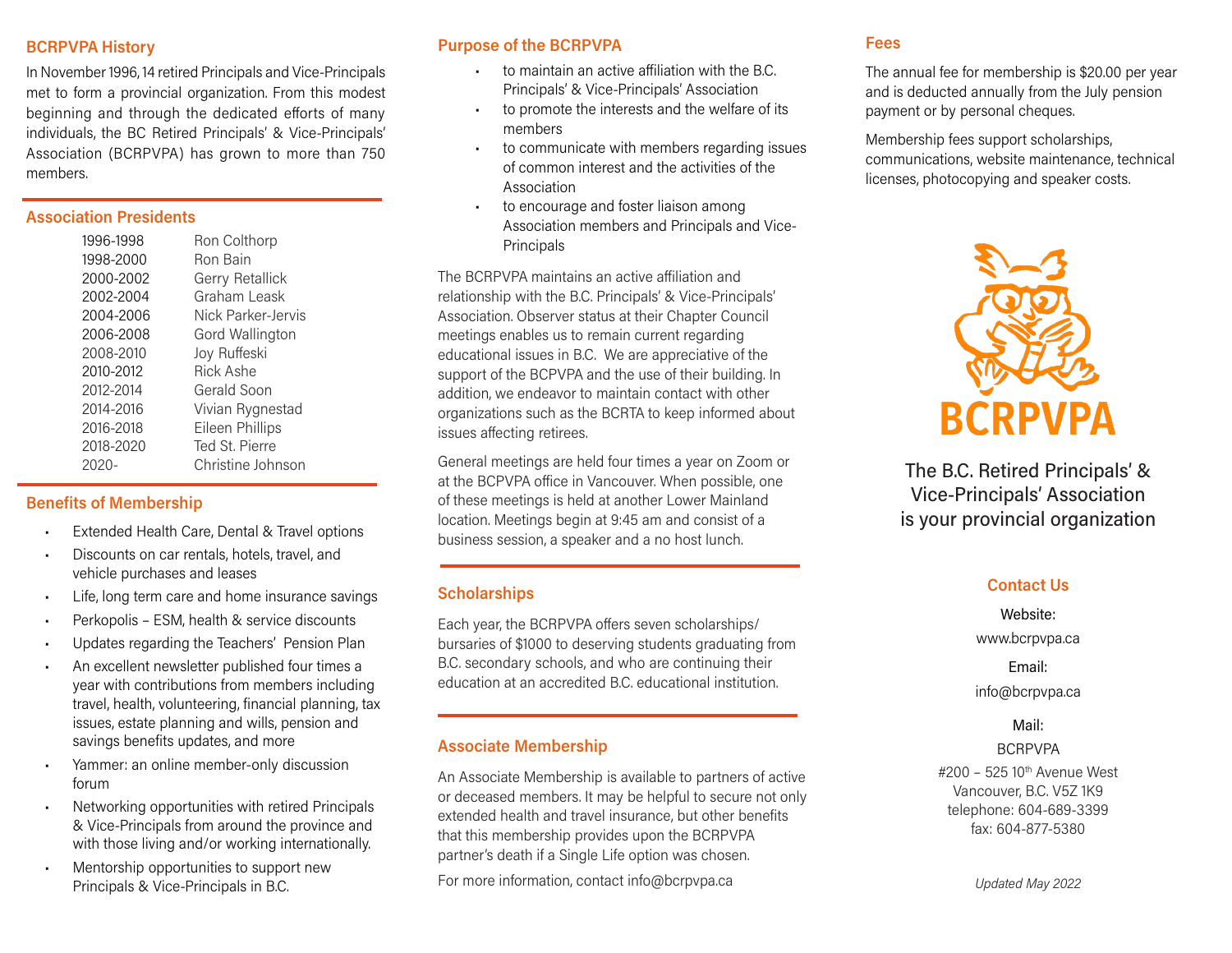## BCRPVPA History

In November 1996, 14 retired Principals and Vice-Principals met to form a provincial organization. From this modest beginning and through the dedicated efforts of many individuals, the BC Retired Principals' & Vice-Principals' Association (BCRPVPA) has grown to more than 750 members.

## Association Presidents

| | |
|---|---|
| 1996-1998 | Ron Colthorp |
| 1998-2000 | Ron Bain |
| 2000-2002 | Gerry Retallick |
| 2002-2004 | Graham Leask |
| 2004-2006 | Nick Parker-Jervis |
| 2006-2008 | Gord Wallington |
| 2008-2010 | Joy Ruffeski |
| 2010-2012 | Rick Ashe |
| 2012-2014 | Gerald Soon |
| 2014-2016 | Vivian Rygnestad |
| 2016-2018 | Eileen Phillips |
| 2018-2020 | Ted St. Pierre |
| 2020- | Christine Johnson |

## Benefits of Membership

- Extended Health Care, Dental & Travel options
- Discounts on car rentals, hotels, travel, and vehicle purchases and leases
- Life, long term care and home insurance savings
- Perkopolis – ESM, health & service discounts
- Updates regarding the Teachers' Pension Plan
- An excellent newsletter published four times a year with contributions from members including travel, health, volunteering, financial planning, tax issues, estate planning and wills, pension and savings benefits updates, and more
- Yammer: an online member-only discussion forum
- Networking opportunities with retired Principals & Vice-Principals from around the province and with those living and/or working internationally.
- Mentorship opportunities to support new Principals & Vice-Principals in B.C.

## Purpose of the BCRPVPA

- to maintain an active affiliation with the B.C. Principals' & Vice-Principals' Association
- to promote the interests and the welfare of its members
- to communicate with members regarding issues of common interest and the activities of the Association
- to encourage and foster liaison among Association members and Principals and Vice-Principals

The BCRPVPA maintains an active affiliation and relationship with the B.C. Principals' & Vice-Principals' Association. Observer status at their Chapter Council meetings enables us to remain current regarding educational issues in B.C. We are appreciative of the support of the BCPVPA and the use of their building. In addition, we endeavor to maintain contact with other organizations such as the BCRTA to keep informed about issues affecting retirees.

General meetings are held four times a year on Zoom or at the BCPVPA office in Vancouver. When possible, one of these meetings is held at another Lower Mainland location. Meetings begin at 9:45 am and consist of a business session, a speaker and a no host lunch.

## Scholarships

Each year, the BCRPVPA offers seven scholarships/ bursaries of $1000 to deserving students graduating from B.C. secondary schools, and who are continuing their education at an accredited B.C. educational institution.

## Associate Membership

An Associate Membership is available to partners of active or deceased members. It may be helpful to secure not only extended health and travel insurance, but other benefits that this membership provides upon the BCRPVPA partner's death if a Single Life option was chosen.

For more information, contact info@bcrpvpa.ca

## Fees

The annual fee for membership is $20.00 per year and is deducted annually from the July pension payment or by personal cheques.

Membership fees support scholarships, communications, website maintenance, technical licenses, photocopying and speaker costs.

**BCRPVPA**

The B.C. Retired Principals' & Vice-Principals' Association is your provincial organization

## Contact Us

Website:
www.bcrpvpa.ca

Email:
info@bcrpvpa.ca

Mail:
BCRPVPA
#200 – 525 10th Avenue West
Vancouver, B.C. V5Z 1K9
telephone: 604-689-3399
fax: 604-877-5380

*Updated May 2022*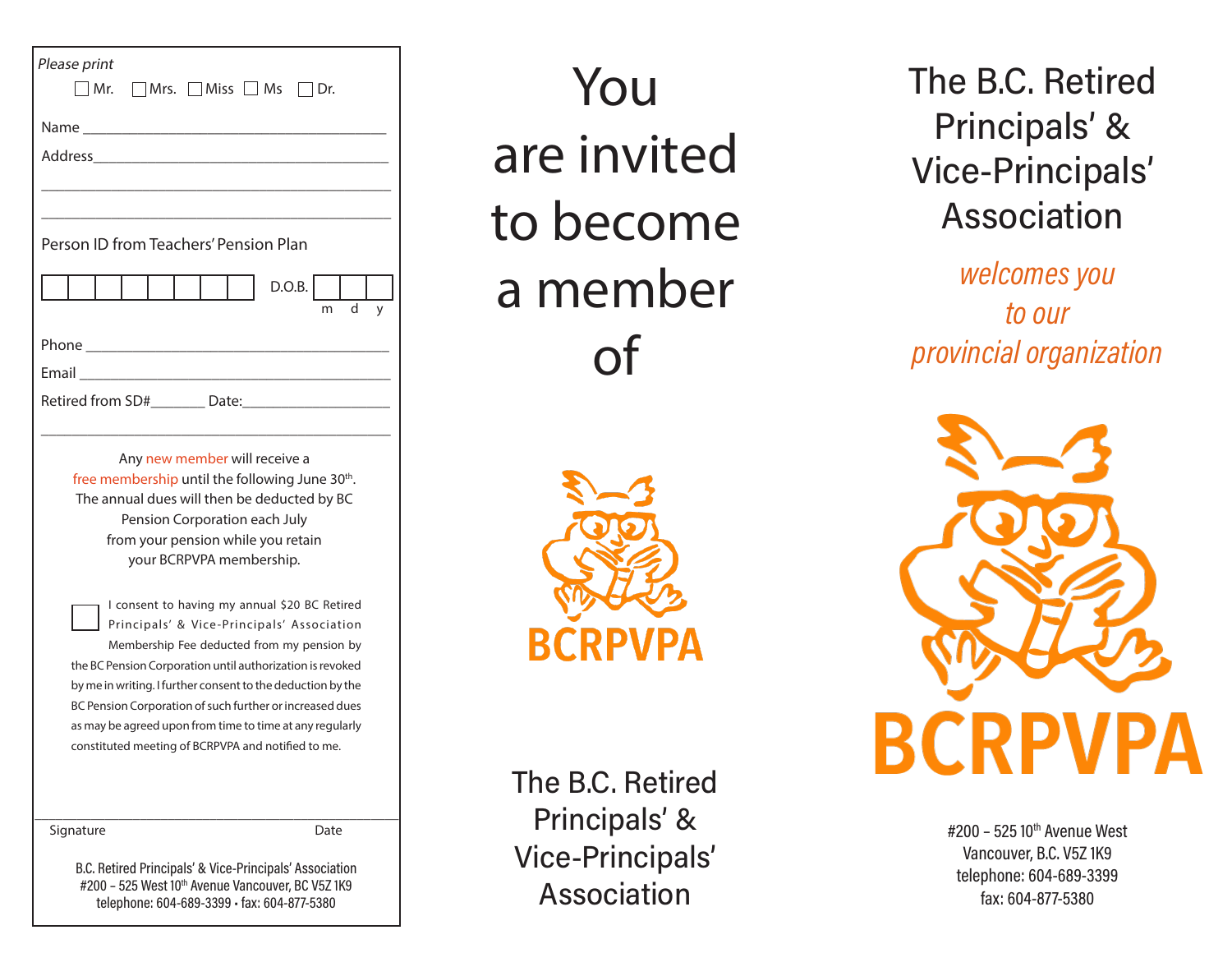*Please print*

☐ Mr. ☐ Mrs. ☐ Miss ☐ Ms ☐ Dr.

Name ______________________________________

Address ____________________________________

___________________________________________

___________________________________________

Person ID from Teachers' Pension Plan

☐☐☐☐☐☐☐☐ D.O.B. ☐☐☐
m d y

Phone ______________________________________

Email _______________________________________

Retired from SD#_______ Date:__________________

___________________________________________

Any new member will receive a free membership until the following June 30th. The annual dues will then be deducted by BC Pension Corporation each July from your pension while you retain your BCRPVPA membership.

☐ I consent to having my annual $20 BC Retired Principals' & Vice-Principals' Association Membership Fee deducted from my pension by the BC Pension Corporation until authorization is revoked by me in writing. I further consent to the deduction by the BC Pension Corporation of such further or increased dues as may be agreed upon from time to time at any regularly constituted meeting of BCRPVPA and notified to me.

___________________________________________

Signature Date

B.C. Retired Principals' & Vice-Principals' Association
#200 – 525 West 10th Avenue Vancouver, BC V5Z 1K9
telephone: 604-689-3399 • fax: 604-877-5380

# You are invited to become a member of

BCRPVPA

## The B.C. Retired Principals' & Vice-Principals' Association

# The B.C. Retired Principals' & Vice-Principals' Association

*welcomes you to our provincial organization*

BCRPVPA

#200 – 525 10th Avenue West
Vancouver, B.C. V5Z 1K9
telephone: 604-689-3399
fax: 604-877-5380